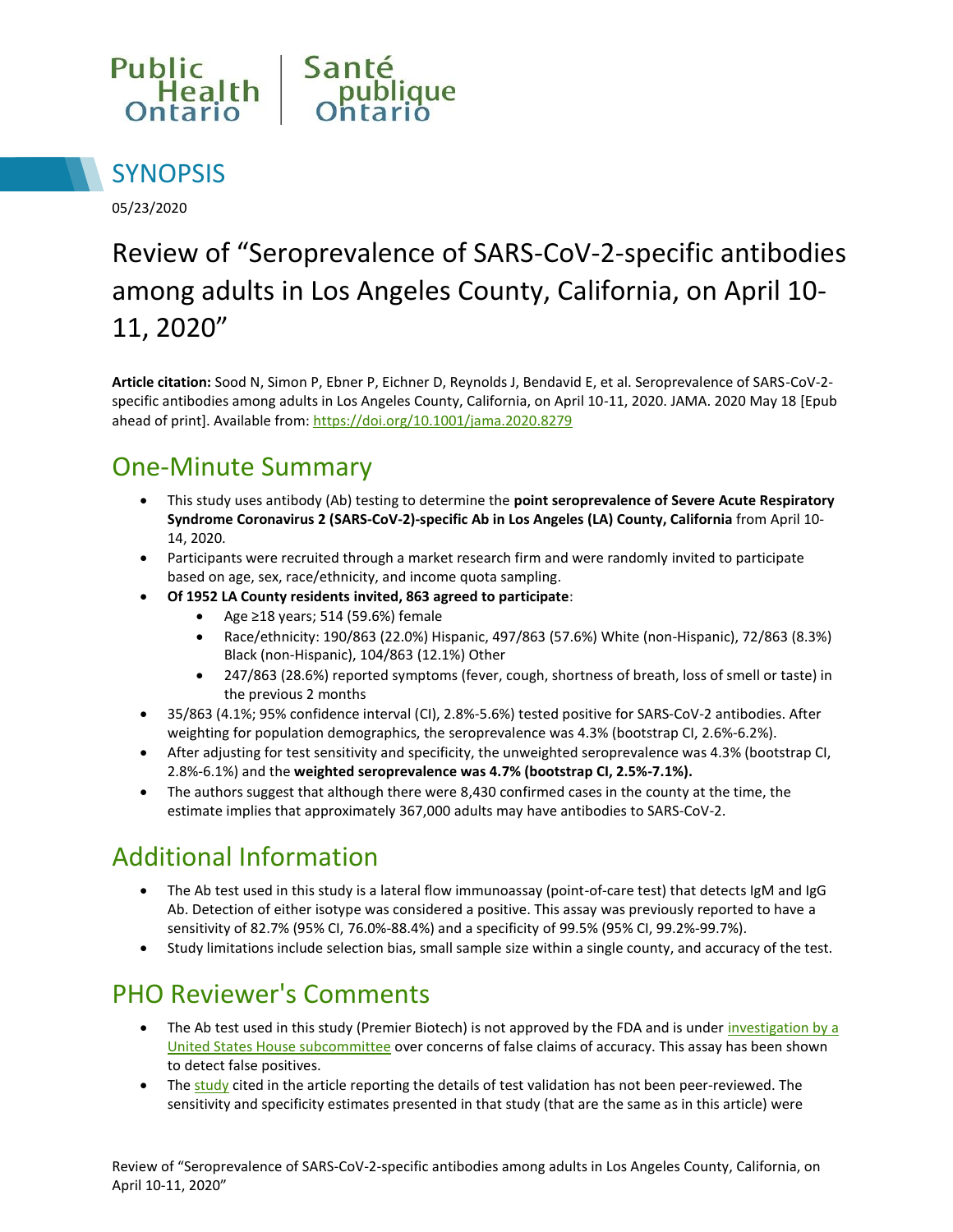Public Health Ontario | Santé publique Ontario

# SYNOPSIS

05/23/2020

# Review of "Seroprevalence of SARS-CoV-2-specific antibodies among adults in Los Angeles County, California, on April 10-11, 2020"

**Article citation:** Sood N, Simon P, Ebner P, Eichner D, Reynolds J, Bendavid E, et al. Seroprevalence of SARS-CoV-2-specific antibodies among adults in Los Angeles County, California, on April 10-11, 2020. JAMA. 2020 May 18 [Epub ahead of print]. Available from: [https://doi.org/10.1001/jama.2020.8279](https://doi.org/10.1001/jama.2020.8279)

## One-Minute Summary

- This study uses antibody (Ab) testing to determine the **point seroprevalence of Severe Acute Respiratory Syndrome Coronavirus 2 (SARS-CoV-2)-specific Ab in Los Angeles (LA) County, California** from April 10-14, 2020.
- Participants were recruited through a market research firm and were randomly invited to participate based on age, sex, race/ethnicity, and income quota sampling.
- **Of 1952 LA County residents invited, 863 agreed to participate**:
    - Age ≥18 years; 514 (59.6%) female
    - Race/ethnicity: 190/863 (22.0%) Hispanic, 497/863 (57.6%) White (non-Hispanic), 72/863 (8.3%) Black (non-Hispanic), 104/863 (12.1%) Other
    - 247/863 (28.6%) reported symptoms (fever, cough, shortness of breath, loss of smell or taste) in the previous 2 months
- 35/863 (4.1%; 95% confidence interval (CI), 2.8%-5.6%) tested positive for SARS-CoV-2 antibodies. After weighting for population demographics, the seroprevalence was 4.3% (bootstrap CI, 2.6%-6.2%).
- After adjusting for test sensitivity and specificity, the unweighted seroprevalence was 4.3% (bootstrap CI, 2.8%-6.1%) and the **weighted seroprevalence was 4.7% (bootstrap CI, 2.5%-7.1%).**
- The authors suggest that although there were 8,430 confirmed cases in the county at the time, the estimate implies that approximately 367,000 adults may have antibodies to SARS-CoV-2.

## Additional Information

- The Ab test used in this study is a lateral flow immunoassay (point-of-care test) that detects IgM and IgG Ab. Detection of either isotype was considered a positive. This assay was previously reported to have a sensitivity of 82.7% (95% CI, 76.0%-88.4%) and a specificity of 99.5% (95% CI, 99.2%-99.7%).
- Study limitations include selection bias, small sample size within a single county, and accuracy of the test.

## PHO Reviewer's Comments

- The Ab test used in this study (Premier Biotech) is not approved by the FDA and is under investigation by a United States House subcommittee over concerns of false claims of accuracy. This assay has been shown to detect false positives.
- The study cited in the article reporting the details of test validation has not been peer-reviewed. The sensitivity and specificity estimates presented in that study (that are the same as in this article) were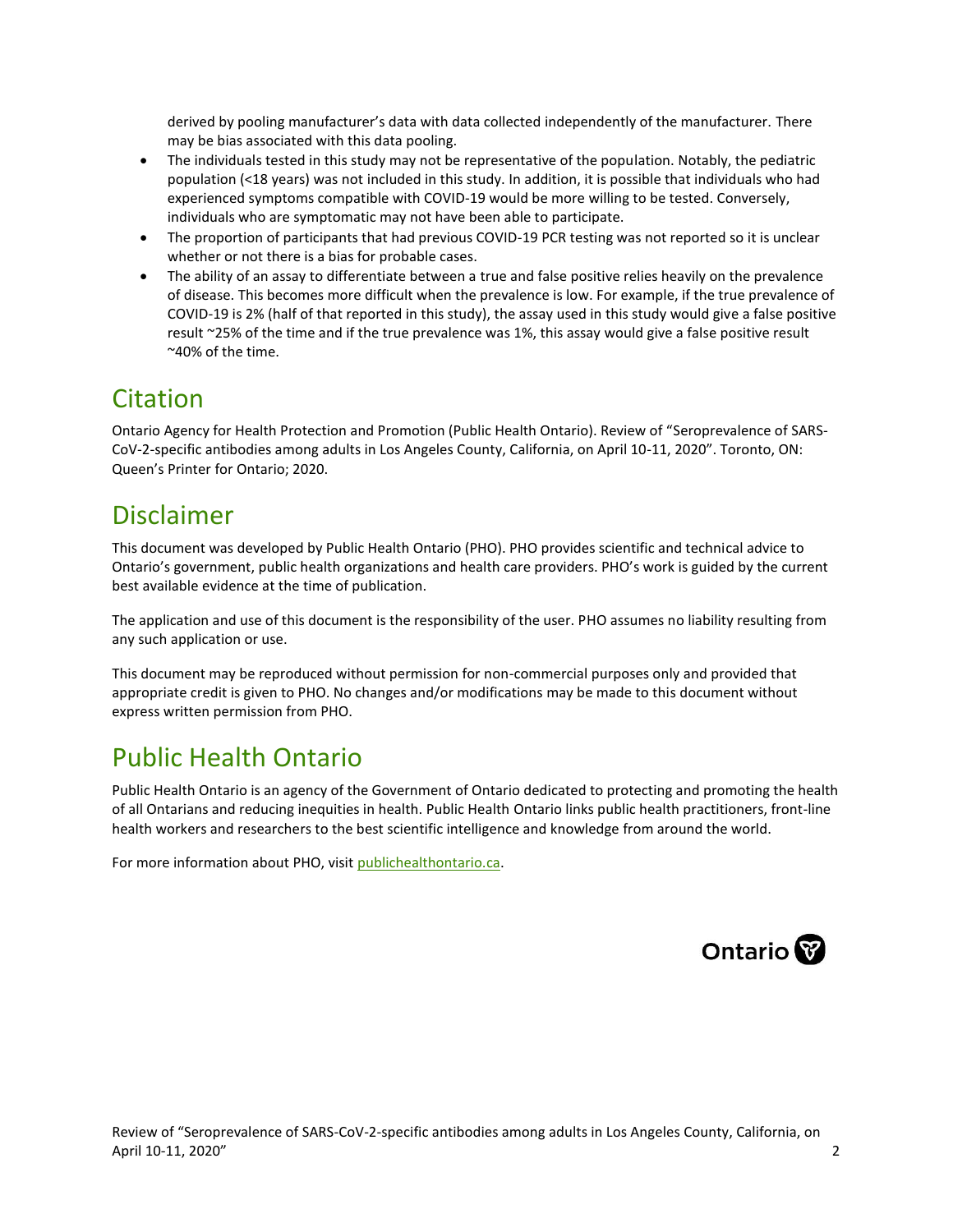derived by pooling manufacturer's data with data collected independently of the manufacturer. There may be bias associated with this data pooling.

- The individuals tested in this study may not be representative of the population. Notably, the pediatric population (<18 years) was not included in this study. In addition, it is possible that individuals who had experienced symptoms compatible with COVID-19 would be more willing to be tested. Conversely, individuals who are symptomatic may not have been able to participate.
- The proportion of participants that had previous COVID-19 PCR testing was not reported so it is unclear whether or not there is a bias for probable cases.
- The ability of an assay to differentiate between a true and false positive relies heavily on the prevalence of disease. This becomes more difficult when the prevalence is low. For example, if the true prevalence of COVID-19 is 2% (half of that reported in this study), the assay used in this study would give a false positive result ~25% of the time and if the true prevalence was 1%, this assay would give a false positive result ~40% of the time.

## Citation

Ontario Agency for Health Protection and Promotion (Public Health Ontario). Review of "Seroprevalence of SARS-CoV-2-specific antibodies among adults in Los Angeles County, California, on April 10-11, 2020". Toronto, ON: Queen's Printer for Ontario; 2020.

## Disclaimer

This document was developed by Public Health Ontario (PHO). PHO provides scientific and technical advice to Ontario's government, public health organizations and health care providers. PHO's work is guided by the current best available evidence at the time of publication.

The application and use of this document is the responsibility of the user. PHO assumes no liability resulting from any such application or use.

This document may be reproduced without permission for non-commercial purposes only and provided that appropriate credit is given to PHO. No changes and/or modifications may be made to this document without express written permission from PHO.

## Public Health Ontario

Public Health Ontario is an agency of the Government of Ontario dedicated to protecting and promoting the health of all Ontarians and reducing inequities in health. Public Health Ontario links public health practitioners, front-line health workers and researchers to the best scientific intelligence and knowledge from around the world.

For more information about PHO, visit publichealthontario.ca.

Ontario